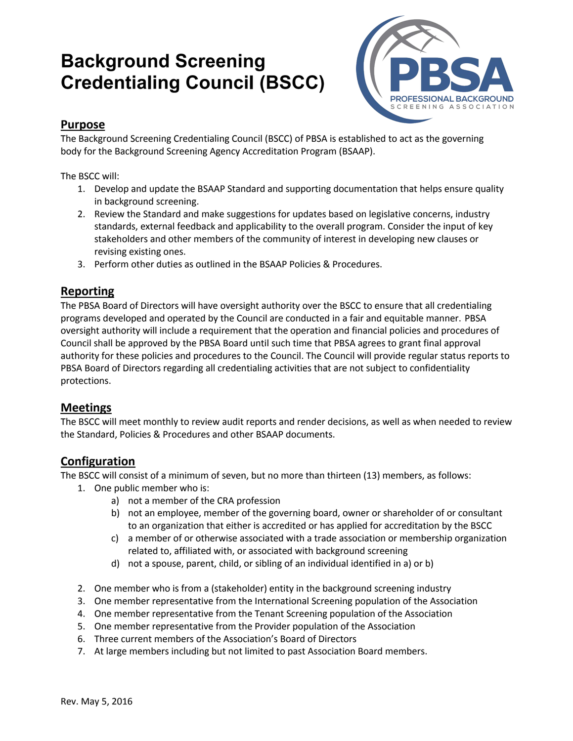# Background Screening Credentialing Council (BSCC)

## Purpose

The Background Screening Credentialing Council (BSCC) of PBSA is established to act as the governing body for the Background Screening Agency Accreditation Program (BSAAP).

The BSCC will:

1. Develop and update the BSAAP Standard and supporting documentation that helps ensure quality in background screening.
2. Review the Standard and make suggestions for updates based on legislative concerns, industry standards, external feedback and applicability to the overall program. Consider the input of key stakeholders and other members of the community of interest in developing new clauses or revising existing ones.
3. Perform other duties as outlined in the BSAAP Policies & Procedures.

## Reporting

The PBSA Board of Directors will have oversight authority over the BSCC to ensure that all credentialing programs developed and operated by the Council are conducted in a fair and equitable manner. PBSA oversight authority will include a requirement that the operation and financial policies and procedures of Council shall be approved by the PBSA Board until such time that PBSA agrees to grant final approval authority for these policies and procedures to the Council. The Council will provide regular status reports to PBSA Board of Directors regarding all credentialing activities that are not subject to confidentiality protections.

## Meetings

The BSCC will meet monthly to review audit reports and render decisions, as well as when needed to review the Standard, Policies & Procedures and other BSAAP documents.

## Configuration

The BSCC will consist of a minimum of seven, but no more than thirteen (13) members, as follows:

1. One public member who is:
   a) not a member of the CRA profession
   b) not an employee, member of the governing board, owner or shareholder of or consultant to an organization that either is accredited or has applied for accreditation by the BSCC
   c) a member of or otherwise associated with a trade association or membership organization related to, affiliated with, or associated with background screening
   d) not a spouse, parent, child, or sibling of an individual identified in a) or b)
2. One member who is from a (stakeholder) entity in the background screening industry
3. One member representative from the International Screening population of the Association
4. One member representative from the Tenant Screening population of the Association
5. One member representative from the Provider population of the Association
6. Three current members of the Association's Board of Directors
7. At large members including but not limited to past Association Board members.

Rev. May 5, 2016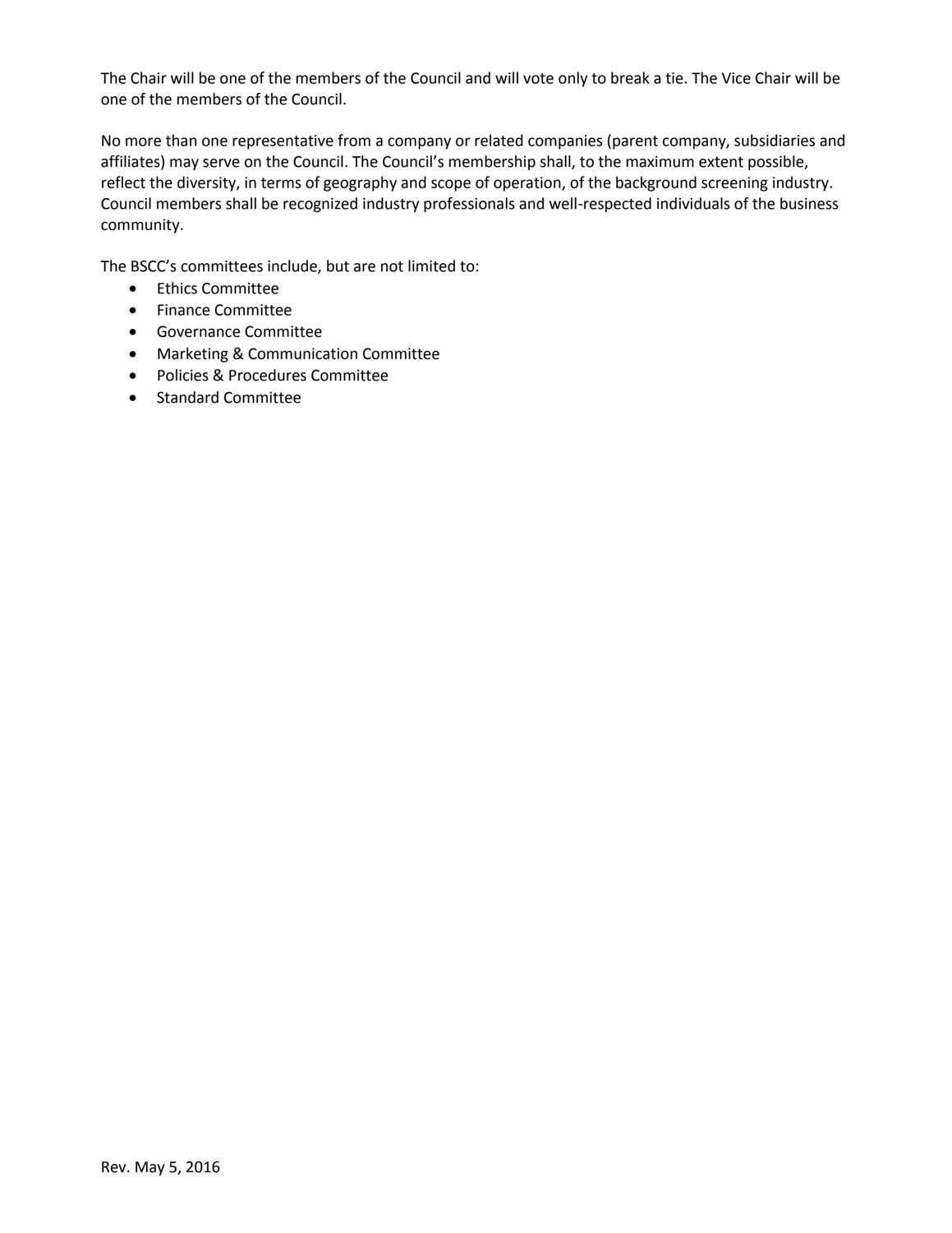The Chair will be one of the members of the Council and will vote only to break a tie. The Vice Chair will be one of the members of the Council.

No more than one representative from a company or related companies (parent company, subsidiaries and affiliates) may serve on the Council. The Council's membership shall, to the maximum extent possible, reflect the diversity, in terms of geography and scope of operation, of the background screening industry. Council members shall be recognized industry professionals and well-respected individuals of the business community.

The BSCC's committees include, but are not limited to:

- Ethics Committee
- Finance Committee
- Governance Committee
- Marketing & Communication Committee
- Policies & Procedures Committee
- Standard Committee

Rev. May 5, 2016